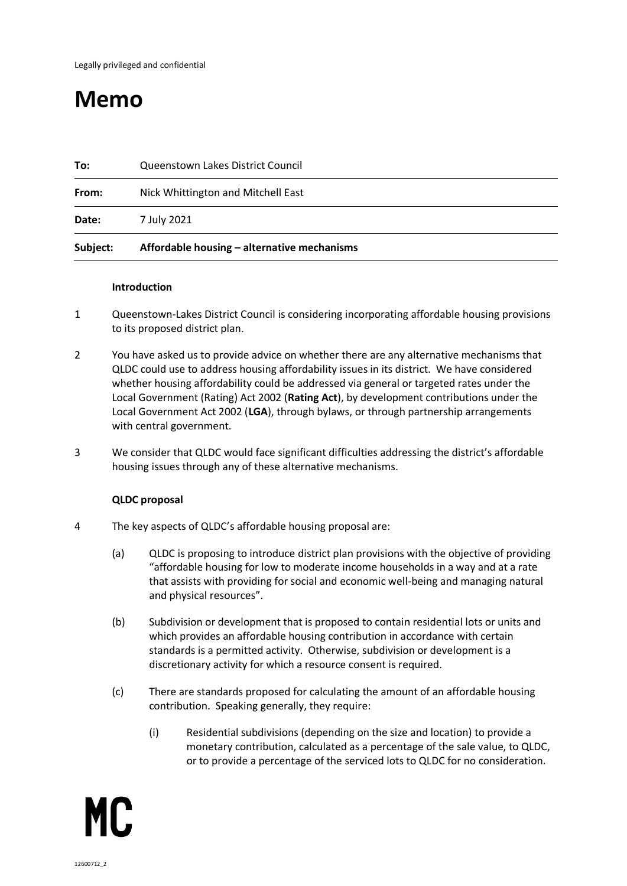Legally privileged and confidential

# Memo

| | |
|---|---|
| **To:** | Queenstown Lakes District Council |
| **From:** | Nick Whittington and Mitchell East |
| **Date:** | 7 July 2021 |
| **Subject:** | **Affordable housing – alternative mechanisms** |

**Introduction**

1 Queenstown-Lakes District Council is considering incorporating affordable housing provisions to its proposed district plan.

2 You have asked us to provide advice on whether there are any alternative mechanisms that QLDC could use to address housing affordability issues in its district. We have considered whether housing affordability could be addressed via general or targeted rates under the Local Government (Rating) Act 2002 (**Rating Act**), by development contributions under the Local Government Act 2002 (**LGA**), through bylaws, or through partnership arrangements with central government.

3 We consider that QLDC would face significant difficulties addressing the district's affordable housing issues through any of these alternative mechanisms.

**QLDC proposal**

4 The key aspects of QLDC's affordable housing proposal are:

(a) QLDC is proposing to introduce district plan provisions with the objective of providing "affordable housing for low to moderate income households in a way and at a rate that assists with providing for social and economic well-being and managing natural and physical resources".

(b) Subdivision or development that is proposed to contain residential lots or units and which provides an affordable housing contribution in accordance with certain standards is a permitted activity. Otherwise, subdivision or development is a discretionary activity for which a resource consent is required.

(c) There are standards proposed for calculating the amount of an affordable housing contribution. Speaking generally, they require:

(i) Residential subdivisions (depending on the size and location) to provide a monetary contribution, calculated as a percentage of the sale value, to QLDC, or to provide a percentage of the serviced lots to QLDC for no consideration.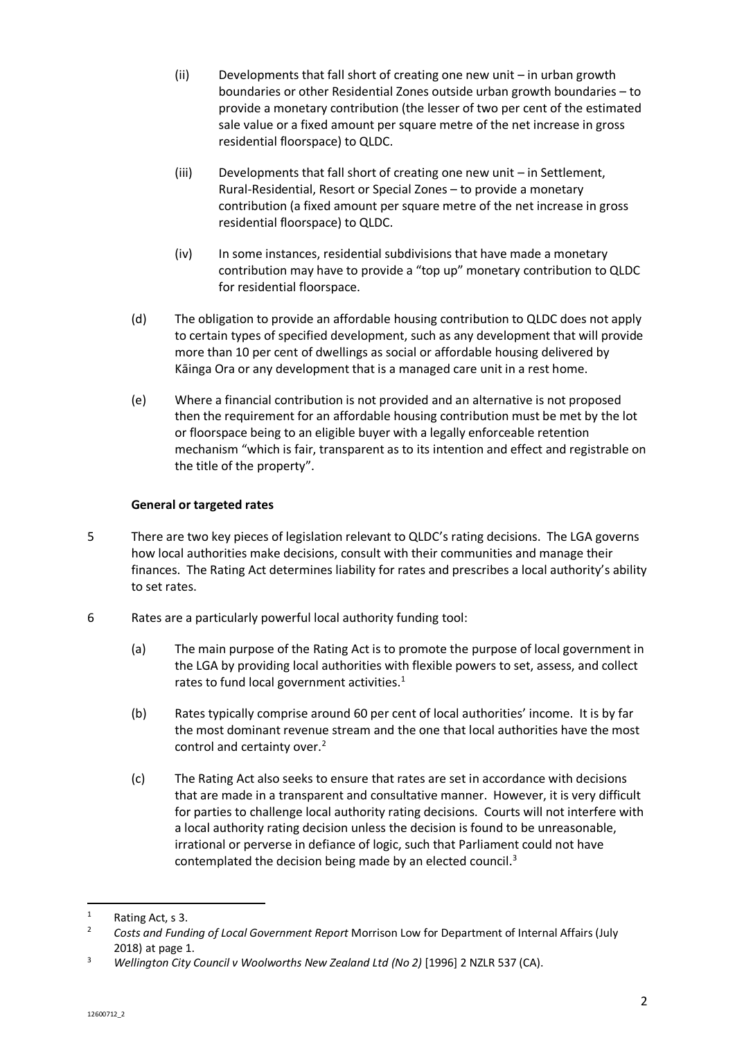(ii) Developments that fall short of creating one new unit – in urban growth boundaries or other Residential Zones outside urban growth boundaries – to provide a monetary contribution (the lesser of two per cent of the estimated sale value or a fixed amount per square metre of the net increase in gross residential floorspace) to QLDC.

(iii) Developments that fall short of creating one new unit – in Settlement, Rural-Residential, Resort or Special Zones – to provide a monetary contribution (a fixed amount per square metre of the net increase in gross residential floorspace) to QLDC.

(iv) In some instances, residential subdivisions that have made a monetary contribution may have to provide a "top up" monetary contribution to QLDC for residential floorspace.

(d) The obligation to provide an affordable housing contribution to QLDC does not apply to certain types of specified development, such as any development that will provide more than 10 per cent of dwellings as social or affordable housing delivered by Kāinga Ora or any development that is a managed care unit in a rest home.

(e) Where a financial contribution is not provided and an alternative is not proposed then the requirement for an affordable housing contribution must be met by the lot or floorspace being to an eligible buyer with a legally enforceable retention mechanism "which is fair, transparent as to its intention and effect and registrable on the title of the property".

**General or targeted rates**

5 There are two key pieces of legislation relevant to QLDC's rating decisions. The LGA governs how local authorities make decisions, consult with their communities and manage their finances. The Rating Act determines liability for rates and prescribes a local authority's ability to set rates.

6 Rates are a particularly powerful local authority funding tool:

(a) The main purpose of the Rating Act is to promote the purpose of local government in the LGA by providing local authorities with flexible powers to set, assess, and collect rates to fund local government activities.[1]

(b) Rates typically comprise around 60 per cent of local authorities' income. It is by far the most dominant revenue stream and the one that local authorities have the most control and certainty over.[2]

(c) The Rating Act also seeks to ensure that rates are set in accordance with decisions that are made in a transparent and consultative manner. However, it is very difficult for parties to challenge local authority rating decisions. Courts will not interfere with a local authority rating decision unless the decision is found to be unreasonable, irrational or perverse in defiance of logic, such that Parliament could not have contemplated the decision being made by an elected council.[3]

---

[1] Rating Act, s 3.

[2] *Costs and Funding of Local Government Report* Morrison Low for Department of Internal Affairs (July 2018) at page 1.

[3] *Wellington City Council v Woolworths New Zealand Ltd (No 2)* [1996] 2 NZLR 537 (CA).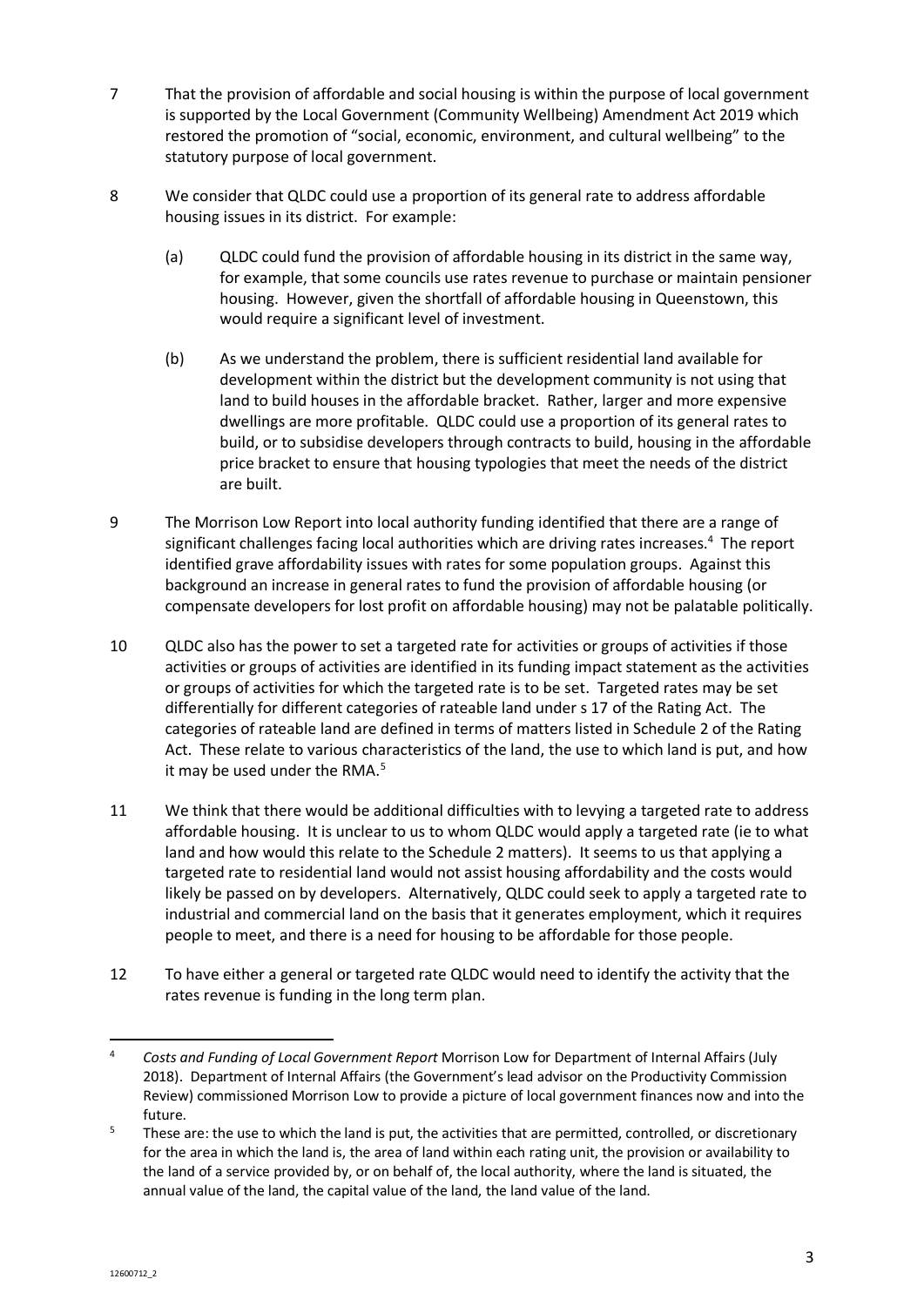7 That the provision of affordable and social housing is within the purpose of local government is supported by the Local Government (Community Wellbeing) Amendment Act 2019 which restored the promotion of "social, economic, environment, and cultural wellbeing" to the statutory purpose of local government.

8 We consider that QLDC could use a proportion of its general rate to address affordable housing issues in its district. For example:

   (a) QLDC could fund the provision of affordable housing in its district in the same way, for example, that some councils use rates revenue to purchase or maintain pensioner housing. However, given the shortfall of affordable housing in Queenstown, this would require a significant level of investment.

   (b) As we understand the problem, there is sufficient residential land available for development within the district but the development community is not using that land to build houses in the affordable bracket. Rather, larger and more expensive dwellings are more profitable. QLDC could use a proportion of its general rates to build, or to subsidise developers through contracts to build, housing in the affordable price bracket to ensure that housing typologies that meet the needs of the district are built.

9 The Morrison Low Report into local authority funding identified that there are a range of significant challenges facing local authorities which are driving rates increases.[4] The report identified grave affordability issues with rates for some population groups. Against this background an increase in general rates to fund the provision of affordable housing (or compensate developers for lost profit on affordable housing) may not be palatable politically.

10 QLDC also has the power to set a targeted rate for activities or groups of activities if those activities or groups of activities are identified in its funding impact statement as the activities or groups of activities for which the targeted rate is to be set. Targeted rates may be set differentially for different categories of rateable land under s 17 of the Rating Act. The categories of rateable land are defined in terms of matters listed in Schedule 2 of the Rating Act. These relate to various characteristics of the land, the use to which land is put, and how it may be used under the RMA.[5]

11 We think that there would be additional difficulties with to levying a targeted rate to address affordable housing. It is unclear to us to whom QLDC would apply a targeted rate (ie to what land and how would this relate to the Schedule 2 matters). It seems to us that applying a targeted rate to residential land would not assist housing affordability and the costs would likely be passed on by developers. Alternatively, QLDC could seek to apply a targeted rate to industrial and commercial land on the basis that it generates employment, which it requires people to meet, and there is a need for housing to be affordable for those people.

12 To have either a general or targeted rate QLDC would need to identify the activity that the rates revenue is funding in the long term plan.

---

[4] *Costs and Funding of Local Government Report* Morrison Low for Department of Internal Affairs (July 2018). Department of Internal Affairs (the Government's lead advisor on the Productivity Commission Review) commissioned Morrison Low to provide a picture of local government finances now and into the future.

[5] These are: the use to which the land is put, the activities that are permitted, controlled, or discretionary for the area in which the land is, the area of land within each rating unit, the provision or availability to the land of a service provided by, or on behalf of, the local authority, where the land is situated, the annual value of the land, the capital value of the land, the land value of the land.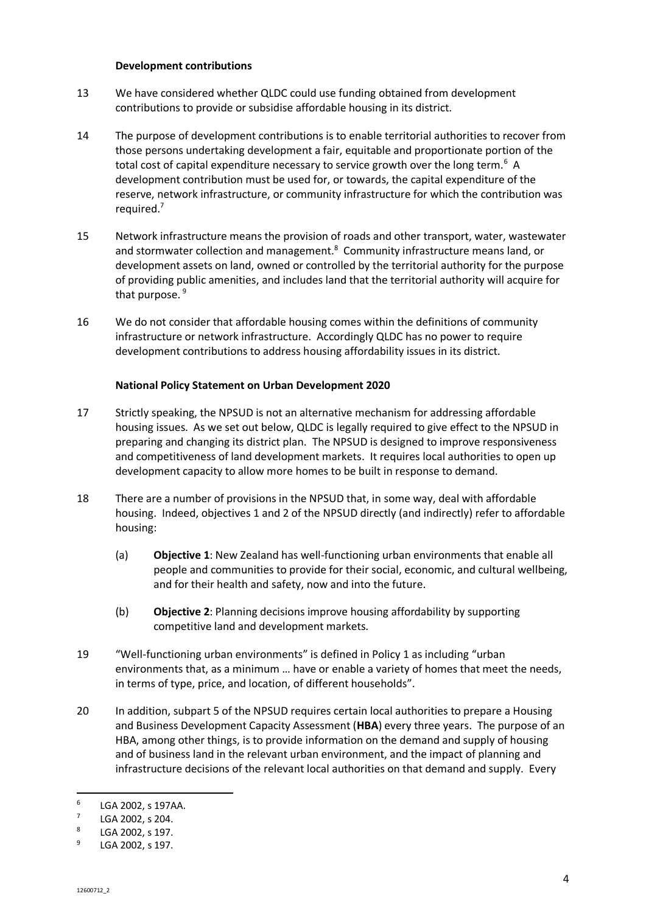**Development contributions**

13 We have considered whether QLDC could use funding obtained from development contributions to provide or subsidise affordable housing in its district.

14 The purpose of development contributions is to enable territorial authorities to recover from those persons undertaking development a fair, equitable and proportionate portion of the total cost of capital expenditure necessary to service growth over the long term.[6] A development contribution must be used for, or towards, the capital expenditure of the reserve, network infrastructure, or community infrastructure for which the contribution was required.[7]

15 Network infrastructure means the provision of roads and other transport, water, wastewater and stormwater collection and management.[8] Community infrastructure means land, or development assets on land, owned or controlled by the territorial authority for the purpose of providing public amenities, and includes land that the territorial authority will acquire for that purpose.[9]

16 We do not consider that affordable housing comes within the definitions of community infrastructure or network infrastructure. Accordingly QLDC has no power to require development contributions to address housing affordability issues in its district.

**National Policy Statement on Urban Development 2020**

17 Strictly speaking, the NPSUD is not an alternative mechanism for addressing affordable housing issues. As we set out below, QLDC is legally required to give effect to the NPSUD in preparing and changing its district plan. The NPSUD is designed to improve responsiveness and competitiveness of land development markets. It requires local authorities to open up development capacity to allow more homes to be built in response to demand.

18 There are a number of provisions in the NPSUD that, in some way, deal with affordable housing. Indeed, objectives 1 and 2 of the NPSUD directly (and indirectly) refer to affordable housing:

(a) **Objective 1**: New Zealand has well-functioning urban environments that enable all people and communities to provide for their social, economic, and cultural wellbeing, and for their health and safety, now and into the future.

(b) **Objective 2**: Planning decisions improve housing affordability by supporting competitive land and development markets.

19 "Well-functioning urban environments" is defined in Policy 1 as including "urban environments that, as a minimum … have or enable a variety of homes that meet the needs, in terms of type, price, and location, of different households".

20 In addition, subpart 5 of the NPSUD requires certain local authorities to prepare a Housing and Business Development Capacity Assessment (**HBA**) every three years. The purpose of an HBA, among other things, is to provide information on the demand and supply of housing and of business land in the relevant urban environment, and the impact of planning and infrastructure decisions of the relevant local authorities on that demand and supply. Every

---

[6] LGA 2002, s 197AA.

[7] LGA 2002, s 204.

[8] LGA 2002, s 197.

[9] LGA 2002, s 197.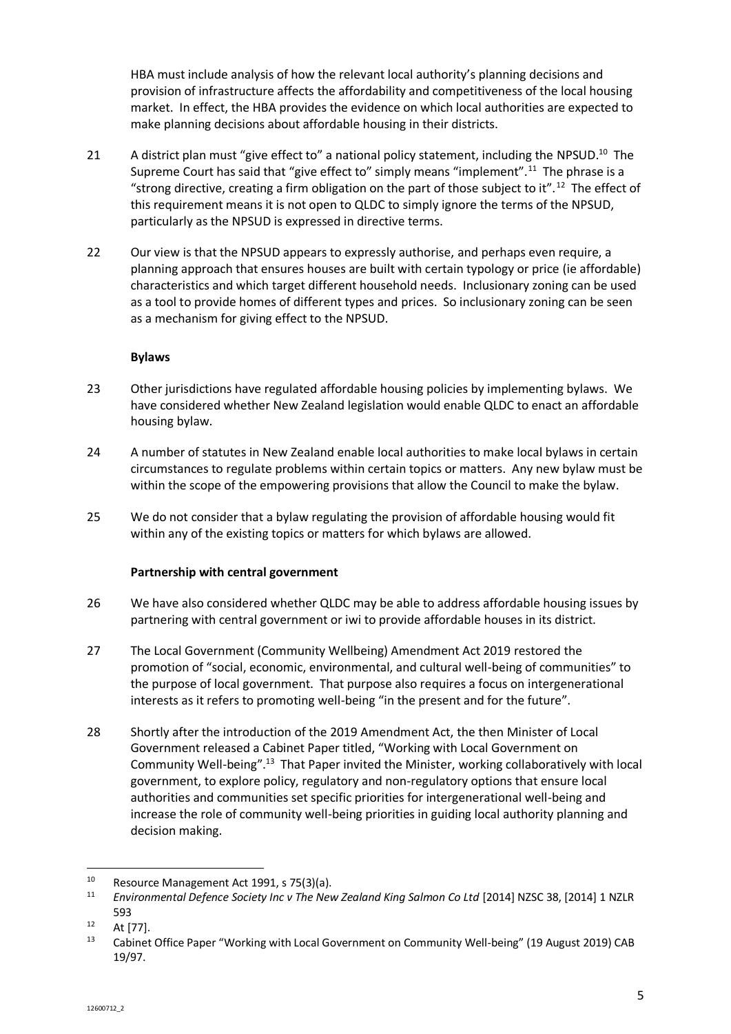HBA must include analysis of how the relevant local authority's planning decisions and provision of infrastructure affects the affordability and competitiveness of the local housing market. In effect, the HBA provides the evidence on which local authorities are expected to make planning decisions about affordable housing in their districts.

21 A district plan must "give effect to" a national policy statement, including the NPSUD.[10] The Supreme Court has said that "give effect to" simply means "implement".[11] The phrase is a "strong directive, creating a firm obligation on the part of those subject to it".[12] The effect of this requirement means it is not open to QLDC to simply ignore the terms of the NPSUD, particularly as the NPSUD is expressed in directive terms.

22 Our view is that the NPSUD appears to expressly authorise, and perhaps even require, a planning approach that ensures houses are built with certain typology or price (ie affordable) characteristics and which target different household needs. Inclusionary zoning can be used as a tool to provide homes of different types and prices. So inclusionary zoning can be seen as a mechanism for giving effect to the NPSUD.

**Bylaws**

23 Other jurisdictions have regulated affordable housing policies by implementing bylaws. We have considered whether New Zealand legislation would enable QLDC to enact an affordable housing bylaw.

24 A number of statutes in New Zealand enable local authorities to make local bylaws in certain circumstances to regulate problems within certain topics or matters. Any new bylaw must be within the scope of the empowering provisions that allow the Council to make the bylaw.

25 We do not consider that a bylaw regulating the provision of affordable housing would fit within any of the existing topics or matters for which bylaws are allowed.

**Partnership with central government**

26 We have also considered whether QLDC may be able to address affordable housing issues by partnering with central government or iwi to provide affordable houses in its district.

27 The Local Government (Community Wellbeing) Amendment Act 2019 restored the promotion of "social, economic, environmental, and cultural well-being of communities" to the purpose of local government. That purpose also requires a focus on intergenerational interests as it refers to promoting well-being "in the present and for the future".

28 Shortly after the introduction of the 2019 Amendment Act, the then Minister of Local Government released a Cabinet Paper titled, "Working with Local Government on Community Well-being".[13] That Paper invited the Minister, working collaboratively with local government, to explore policy, regulatory and non-regulatory options that ensure local authorities and communities set specific priorities for intergenerational well-being and increase the role of community well-being priorities in guiding local authority planning and decision making.

---

[10] Resource Management Act 1991, s 75(3)(a).

[11] *Environmental Defence Society Inc v The New Zealand King Salmon Co Ltd* [2014] NZSC 38, [2014] 1 NZLR 593

[12] At [77].

[13] Cabinet Office Paper "Working with Local Government on Community Well-being" (19 August 2019) CAB 19/97.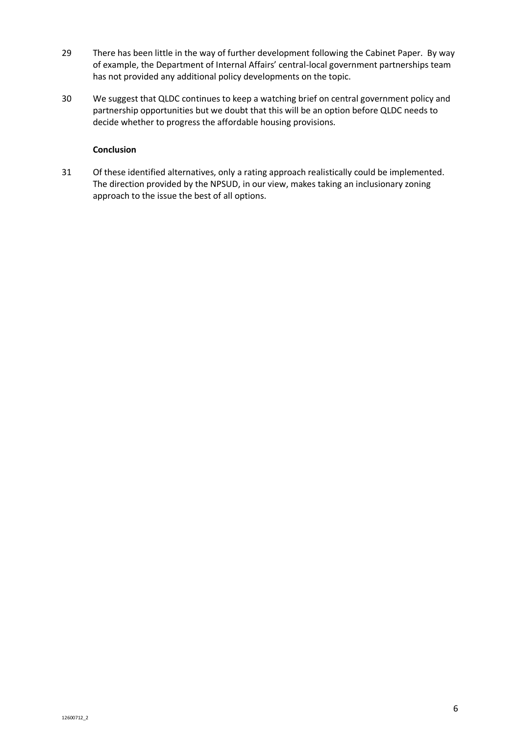29 There has been little in the way of further development following the Cabinet Paper. By way of example, the Department of Internal Affairs' central-local government partnerships team has not provided any additional policy developments on the topic.

30 We suggest that QLDC continues to keep a watching brief on central government policy and partnership opportunities but we doubt that this will be an option before QLDC needs to decide whether to progress the affordable housing provisions.

**Conclusion**

31 Of these identified alternatives, only a rating approach realistically could be implemented. The direction provided by the NPSUD, in our view, makes taking an inclusionary zoning approach to the issue the best of all options.

12600712_2